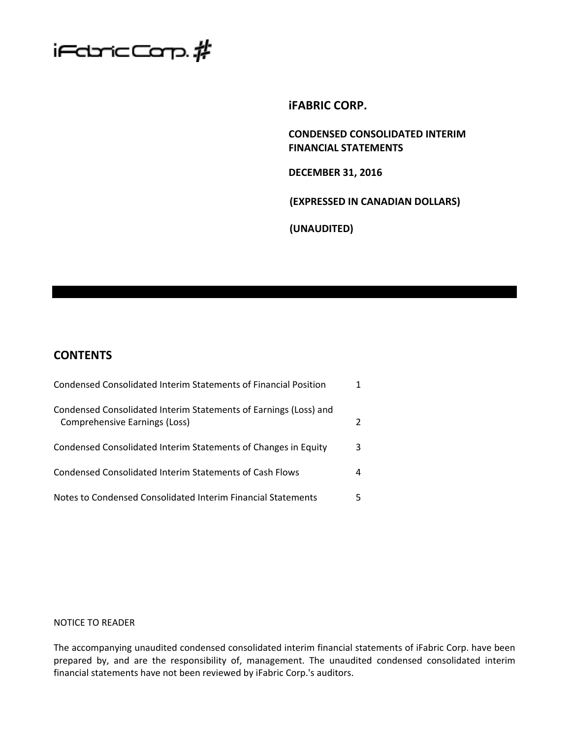iFabric Corp.

# iFABRIC CORP.

**CONDENSED CONSOLIDATED INTERIM FINANCIAL STATEMENTS**

**DECEMBER 31, 2016**

**(EXPRESSED IN CANADIAN DOLLARS)**

**(UNAUDITED)**

## CONTENTS

| | |
|---|---|
| Condensed Consolidated Interim Statements of Financial Position | 1 |
| Condensed Consolidated Interim Statements of Earnings (Loss) and Comprehensive Earnings (Loss) | 2 |
| Condensed Consolidated Interim Statements of Changes in Equity | 3 |
| Condensed Consolidated Interim Statements of Cash Flows | 4 |
| Notes to Condensed Consolidated Interim Financial Statements | 5 |

NOTICE TO READER

The accompanying unaudited condensed consolidated interim financial statements of iFabric Corp. have been prepared by, and are the responsibility of, management. The unaudited condensed consolidated interim financial statements have not been reviewed by iFabric Corp.'s auditors.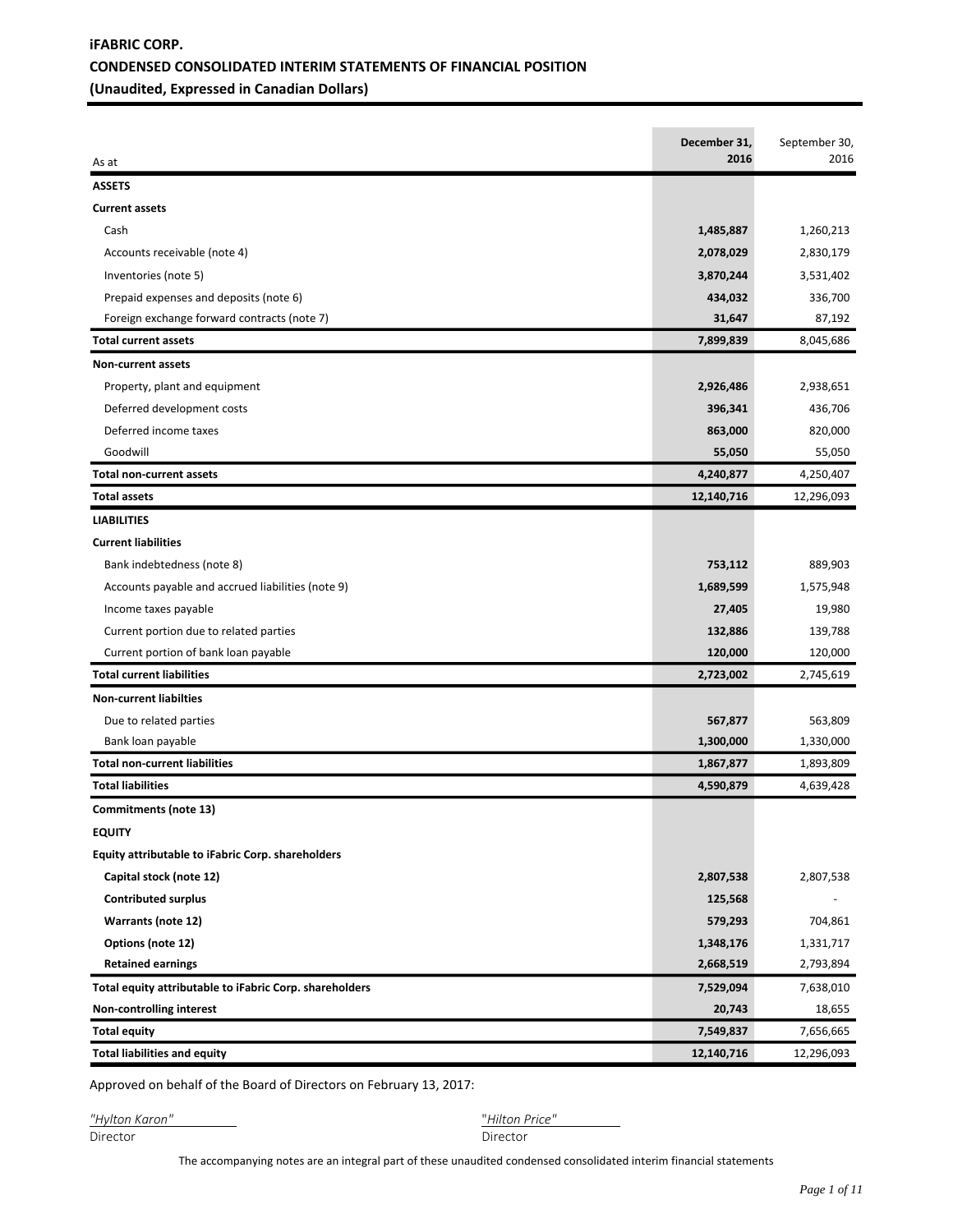# iFABRIC CORP.

## CONDENSED CONSOLIDATED INTERIM STATEMENTS OF FINANCIAL POSITION

## (Unaudited, Expressed in Canadian Dollars)

| As at | December 31, 2016 | September 30, 2016 |
|---|---|---|
| **ASSETS** | | |
| **Current assets** | | |
| Cash | **1,485,887** | 1,260,213 |
| Accounts receivable (note 4) | **2,078,029** | 2,830,179 |
| Inventories (note 5) | **3,870,244** | 3,531,402 |
| Prepaid expenses and deposits (note 6) | **434,032** | 336,700 |
| Foreign exchange forward contracts (note 7) | **31,647** | 87,192 |
| **Total current assets** | **7,899,839** | 8,045,686 |
| **Non-current assets** | | |
| Property, plant and equipment | **2,926,486** | 2,938,651 |
| Deferred development costs | **396,341** | 436,706 |
| Deferred income taxes | **863,000** | 820,000 |
| Goodwill | **55,050** | 55,050 |
| **Total non-current assets** | **4,240,877** | 4,250,407 |
| **Total assets** | **12,140,716** | 12,296,093 |
| **LIABILITIES** | | |
| **Current liabilities** | | |
| Bank indebtedness (note 8) | **753,112** | 889,903 |
| Accounts payable and accrued liabilities (note 9) | **1,689,599** | 1,575,948 |
| Income taxes payable | **27,405** | 19,980 |
| Current portion due to related parties | **132,886** | 139,788 |
| Current portion of bank loan payable | **120,000** | 120,000 |
| **Total current liabilities** | **2,723,002** | 2,745,619 |
| **Non-current liabilties** | | |
| Due to related parties | **567,877** | 563,809 |
| Bank loan payable | **1,300,000** | 1,330,000 |
| **Total non-current liabilities** | **1,867,877** | 1,893,809 |
| **Total liabilities** | **4,590,879** | 4,639,428 |
| **Commitments (note 13)** | | |
| **EQUITY** | | |
| **Equity attributable to iFabric Corp. shareholders** | | |
| **Capital stock (note 12)** | **2,807,538** | 2,807,538 |
| **Contributed surplus** | **125,568** | - |
| **Warrants (note 12)** | **579,293** | 704,861 |
| **Options (note 12)** | **1,348,176** | 1,331,717 |
| **Retained earnings** | **2,668,519** | 2,793,894 |
| **Total equity attributable to iFabric Corp. shareholders** | **7,529,094** | 7,638,010 |
| **Non-controlling interest** | **20,743** | 18,655 |
| **Total equity** | **7,549,837** | 7,656,665 |
| **Total liabilities and equity** | **12,140,716** | 12,296,093 |

Approved on behalf of the Board of Directors on February 13, 2017:

*"Hylton Karon"*
Director

"*Hilton Price*"
Director

The accompanying notes are an integral part of these unaudited condensed consolidated interim financial statements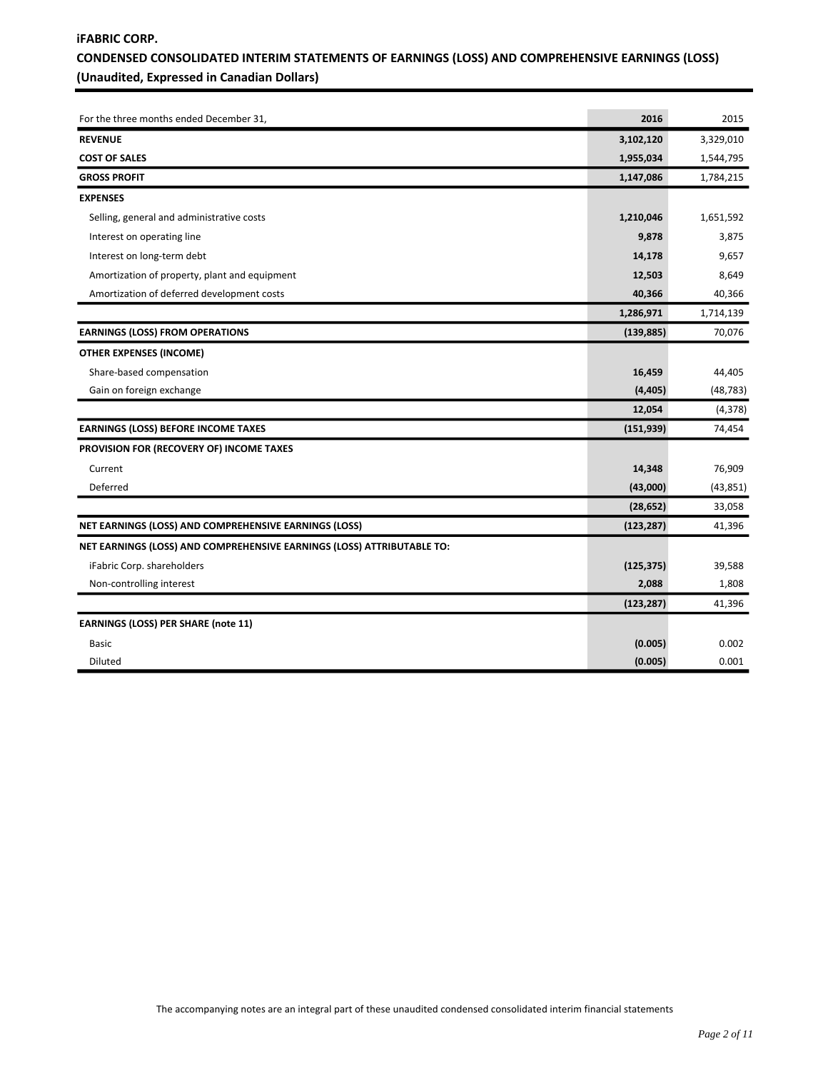**iFABRIC CORP.**

**CONDENSED CONSOLIDATED INTERIM STATEMENTS OF EARNINGS (LOSS) AND COMPREHENSIVE EARNINGS (LOSS)**

**(Unaudited, Expressed in Canadian Dollars)**

| For the three months ended December 31, | **2016** | 2015 |
|---|---|---|
| **REVENUE** | **3,102,120** | 3,329,010 |
| **COST OF SALES** | **1,955,034** | 1,544,795 |
| **GROSS PROFIT** | **1,147,086** | 1,784,215 |
| **EXPENSES** | | |
| Selling, general and administrative costs | **1,210,046** | 1,651,592 |
| Interest on operating line | **9,878** | 3,875 |
| Interest on long-term debt | **14,178** | 9,657 |
| Amortization of property, plant and equipment | **12,503** | 8,649 |
| Amortization of deferred development costs | **40,366** | 40,366 |
| | **1,286,971** | 1,714,139 |
| **EARNINGS (LOSS) FROM OPERATIONS** | **(139,885)** | 70,076 |
| **OTHER EXPENSES (INCOME)** | | |
| Share-based compensation | **16,459** | 44,405 |
| Gain on foreign exchange | **(4,405)** | (48,783) |
| | **12,054** | (4,378) |
| **EARNINGS (LOSS) BEFORE INCOME TAXES** | **(151,939)** | 74,454 |
| **PROVISION FOR (RECOVERY OF) INCOME TAXES** | | |
| Current | **14,348** | 76,909 |
| Deferred | **(43,000)** | (43,851) |
| | **(28,652)** | 33,058 |
| **NET EARNINGS (LOSS) AND COMPREHENSIVE EARNINGS (LOSS)** | **(123,287)** | 41,396 |
| **NET EARNINGS (LOSS) AND COMPREHENSIVE EARNINGS (LOSS) ATTRIBUTABLE TO:** | | |
| iFabric Corp. shareholders | **(125,375)** | 39,588 |
| Non-controlling interest | **2,088** | 1,808 |
| | **(123,287)** | 41,396 |
| **EARNINGS (LOSS) PER SHARE (note 11)** | | |
| Basic | **(0.005)** | 0.002 |
| Diluted | **(0.005)** | 0.001 |

The accompanying notes are an integral part of these unaudited condensed consolidated interim financial statements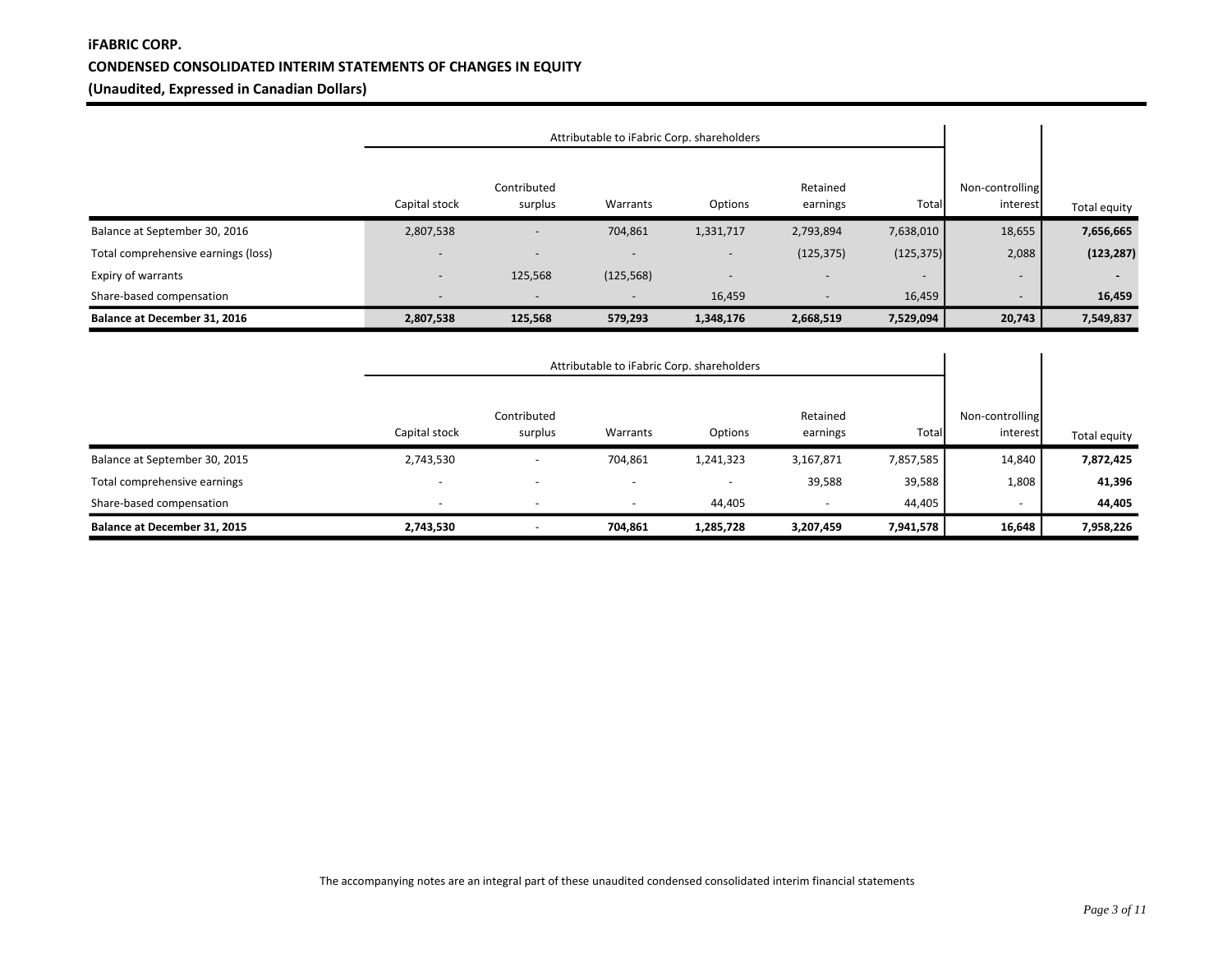**iFABRIC CORP.**

**CONDENSED CONSOLIDATED INTERIM STATEMENTS OF CHANGES IN EQUITY**

**(Unaudited, Expressed in Canadian Dollars)**

| | Attributable to iFabric Corp. shareholders | | | | | | | |
|---|---|---|---|---|---|---|---|---|
| | Capital stock | Contributed surplus | Warrants | Options | Retained earnings | Total | Non-controlling interest | Total equity |
| Balance at September 30, 2016 | 2,807,538 | - | 704,861 | 1,331,717 | 2,793,894 | 7,638,010 | 18,655 | **7,656,665** |
| Total comprehensive earnings (loss) | - | - | - | - | (125,375) | (125,375) | 2,088 | **(123,287)** |
| Expiry of warrants | - | 125,568 | (125,568) | - | - | - | - | **-** |
| Share-based compensation | - | - | - | 16,459 | - | 16,459 | - | **16,459** |
| **Balance at December 31, 2016** | **2,807,538** | **125,568** | **579,293** | **1,348,176** | **2,668,519** | **7,529,094** | **20,743** | **7,549,837** |

| | Attributable to iFabric Corp. shareholders | | | | | | | |
|---|---|---|---|---|---|---|---|---|
| | Capital stock | Contributed surplus | Warrants | Options | Retained earnings | Total | Non-controlling interest | Total equity |
| Balance at September 30, 2015 | 2,743,530 | - | 704,861 | 1,241,323 | 3,167,871 | 7,857,585 | 14,840 | **7,872,425** |
| Total comprehensive earnings | - | - | - | - | 39,588 | 39,588 | 1,808 | **41,396** |
| Share-based compensation | - | - | - | 44,405 | - | 44,405 | - | **44,405** |
| **Balance at December 31, 2015** | **2,743,530** | - | **704,861** | **1,285,728** | **3,207,459** | **7,941,578** | **16,648** | **7,958,226** |

The accompanying notes are an integral part of these unaudited condensed consolidated interim financial statements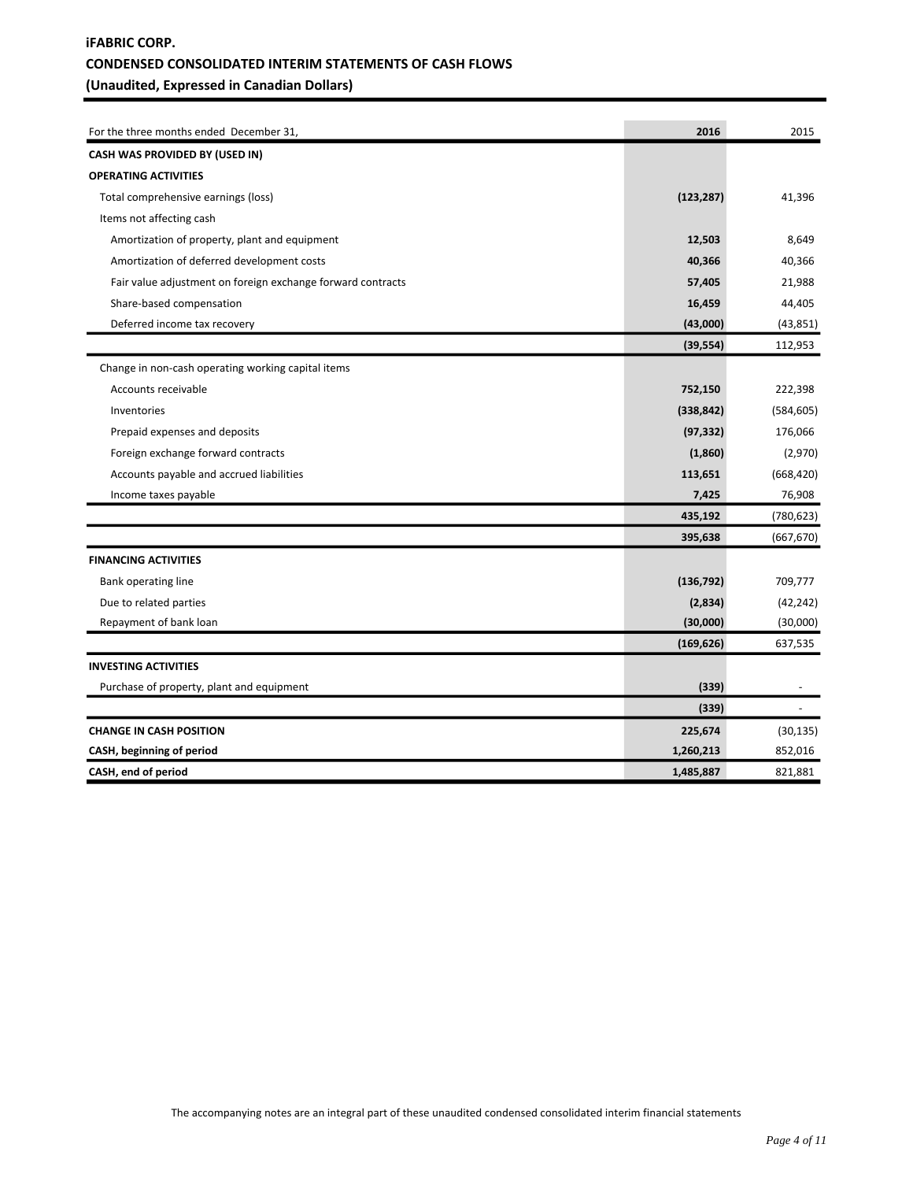**iFABRIC CORP.**

**CONDENSED CONSOLIDATED INTERIM STATEMENTS OF CASH FLOWS**

**(Unaudited, Expressed in Canadian Dollars)**

| For the three months ended December 31, | **2016** | 2015 |
|---|---|---|
| **CASH WAS PROVIDED BY (USED IN)** | | |
| **OPERATING ACTIVITIES** | | |
| Total comprehensive earnings (loss) | **(123,287)** | 41,396 |
| Items not affecting cash | | |
| Amortization of property, plant and equipment | **12,503** | 8,649 |
| Amortization of deferred development costs | **40,366** | 40,366 |
| Fair value adjustment on foreign exchange forward contracts | **57,405** | 21,988 |
| Share-based compensation | **16,459** | 44,405 |
| Deferred income tax recovery | **(43,000)** | (43,851) |
| | **(39,554)** | 112,953 |
| Change in non-cash operating working capital items | | |
| Accounts receivable | **752,150** | 222,398 |
| Inventories | **(338,842)** | (584,605) |
| Prepaid expenses and deposits | **(97,332)** | 176,066 |
| Foreign exchange forward contracts | **(1,860)** | (2,970) |
| Accounts payable and accrued liabilities | **113,651** | (668,420) |
| Income taxes payable | **7,425** | 76,908 |
| | **435,192** | (780,623) |
| | **395,638** | (667,670) |
| **FINANCING ACTIVITIES** | | |
| Bank operating line | **(136,792)** | 709,777 |
| Due to related parties | **(2,834)** | (42,242) |
| Repayment of bank loan | **(30,000)** | (30,000) |
| | **(169,626)** | 637,535 |
| **INVESTING ACTIVITIES** | | |
| Purchase of property, plant and equipment | **(339)** | - |
| | **(339)** | - |
| **CHANGE IN CASH POSITION** | **225,674** | (30,135) |
| **CASH, beginning of period** | **1,260,213** | 852,016 |
| **CASH, end of period** | **1,485,887** | 821,881 |

The accompanying notes are an integral part of these unaudited condensed consolidated interim financial statements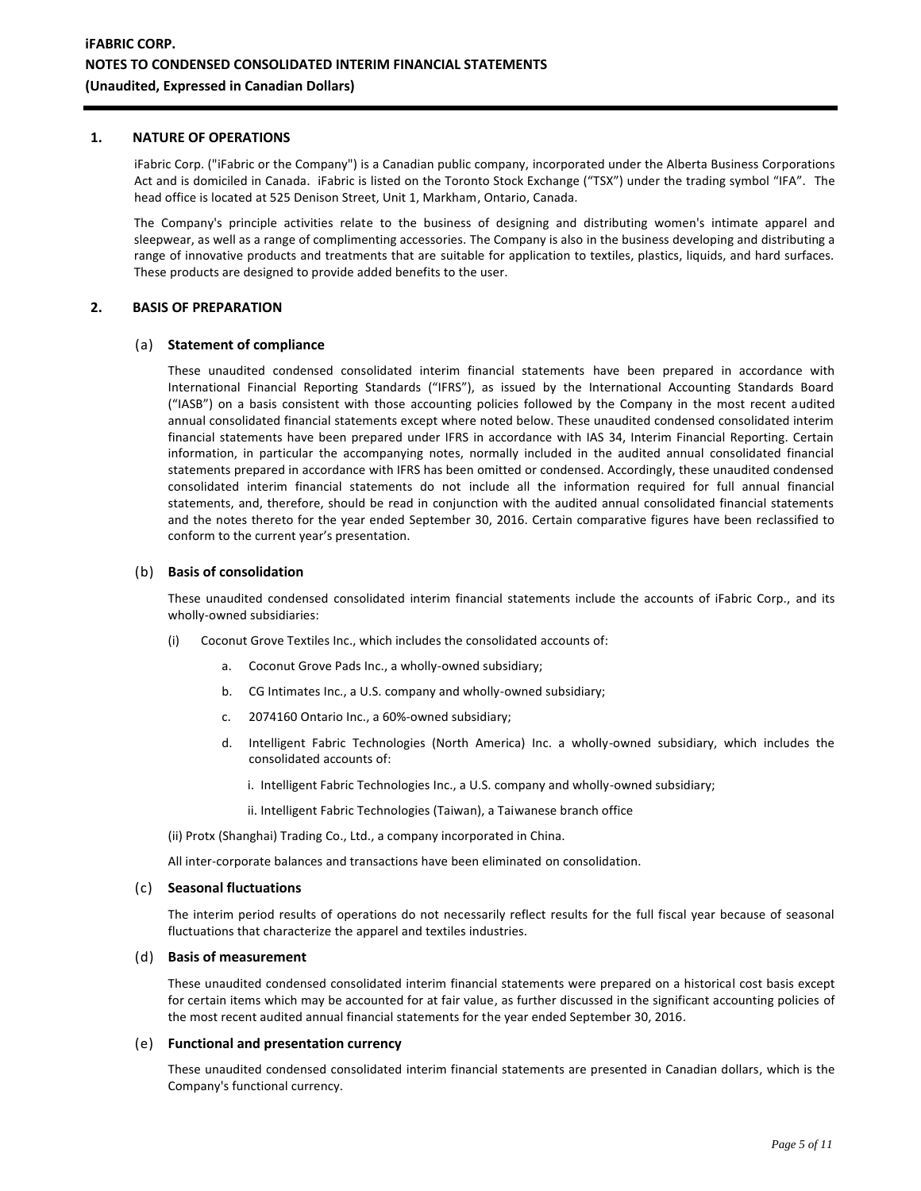**iFABRIC CORP.**
**NOTES TO CONDENSED CONSOLIDATED INTERIM FINANCIAL STATEMENTS**
**(Unaudited, Expressed in Canadian Dollars)**

## 1. NATURE OF OPERATIONS

iFabric Corp. ("iFabric or the Company") is a Canadian public company, incorporated under the Alberta Business Corporations Act and is domiciled in Canada. iFabric is listed on the Toronto Stock Exchange ("TSX") under the trading symbol "IFA". The head office is located at 525 Denison Street, Unit 1, Markham, Ontario, Canada.

The Company's principle activities relate to the business of designing and distributing women's intimate apparel and sleepwear, as well as a range of complimenting accessories. The Company is also in the business developing and distributing a range of innovative products and treatments that are suitable for application to textiles, plastics, liquids, and hard surfaces. These products are designed to provide added benefits to the user.

## 2. BASIS OF PREPARATION

### (a) Statement of compliance

These unaudited condensed consolidated interim financial statements have been prepared in accordance with International Financial Reporting Standards ("IFRS"), as issued by the International Accounting Standards Board ("IASB") on a basis consistent with those accounting policies followed by the Company in the most recent audited annual consolidated financial statements except where noted below. These unaudited condensed consolidated interim financial statements have been prepared under IFRS in accordance with IAS 34, Interim Financial Reporting. Certain information, in particular the accompanying notes, normally included in the audited annual consolidated financial statements prepared in accordance with IFRS has been omitted or condensed. Accordingly, these unaudited condensed consolidated interim financial statements do not include all the information required for full annual financial statements, and, therefore, should be read in conjunction with the audited annual consolidated financial statements and the notes thereto for the year ended September 30, 2016. Certain comparative figures have been reclassified to conform to the current year's presentation.

### (b) Basis of consolidation

These unaudited condensed consolidated interim financial statements include the accounts of iFabric Corp., and its wholly-owned subsidiaries:

(i) Coconut Grove Textiles Inc., which includes the consolidated accounts of:

   a. Coconut Grove Pads Inc., a wholly-owned subsidiary;

   b. CG Intimates Inc., a U.S. company and wholly-owned subsidiary;

   c. 2074160 Ontario Inc., a 60%-owned subsidiary;

   d. Intelligent Fabric Technologies (North America) Inc. a wholly-owned subsidiary, which includes the consolidated accounts of:

      i. Intelligent Fabric Technologies Inc., a U.S. company and wholly-owned subsidiary;

      ii. Intelligent Fabric Technologies (Taiwan), a Taiwanese branch office

(ii) Protx (Shanghai) Trading Co., Ltd., a company incorporated in China.

All inter-corporate balances and transactions have been eliminated on consolidation.

### (c) Seasonal fluctuations

The interim period results of operations do not necessarily reflect results for the full fiscal year because of seasonal fluctuations that characterize the apparel and textiles industries.

### (d) Basis of measurement

These unaudited condensed consolidated interim financial statements were prepared on a historical cost basis except for certain items which may be accounted for at fair value, as further discussed in the significant accounting policies of the most recent audited annual financial statements for the year ended September 30, 2016.

### (e) Functional and presentation currency

These unaudited condensed consolidated interim financial statements are presented in Canadian dollars, which is the Company's functional currency.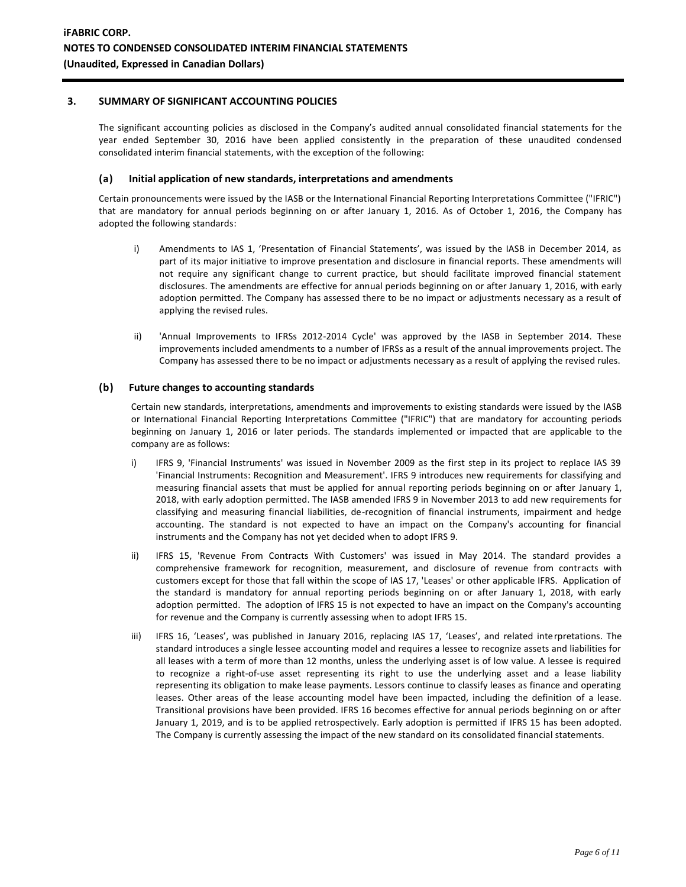## 3. SUMMARY OF SIGNIFICANT ACCOUNTING POLICIES

The significant accounting policies as disclosed in the Company's audited annual consolidated financial statements for the year ended September 30, 2016 have been applied consistently in the preparation of these unaudited condensed consolidated interim financial statements, with the exception of the following:

### (a) Initial application of new standards, interpretations and amendments

Certain pronouncements were issued by the IASB or the International Financial Reporting Interpretations Committee ("IFRIC") that are mandatory for annual periods beginning on or after January 1, 2016. As of October 1, 2016, the Company has adopted the following standards:

i) Amendments to IAS 1, 'Presentation of Financial Statements', was issued by the IASB in December 2014, as part of its major initiative to improve presentation and disclosure in financial reports. These amendments will not require any significant change to current practice, but should facilitate improved financial statement disclosures. The amendments are effective for annual periods beginning on or after January 1, 2016, with early adoption permitted. The Company has assessed there to be no impact or adjustments necessary as a result of applying the revised rules.

ii) 'Annual Improvements to IFRSs 2012-2014 Cycle' was approved by the IASB in September 2014. These improvements included amendments to a number of IFRSs as a result of the annual improvements project. The Company has assessed there to be no impact or adjustments necessary as a result of applying the revised rules.

### (b) Future changes to accounting standards

Certain new standards, interpretations, amendments and improvements to existing standards were issued by the IASB or International Financial Reporting Interpretations Committee ("IFRIC") that are mandatory for accounting periods beginning on January 1, 2016 or later periods. The standards implemented or impacted that are applicable to the company are as follows:

i) IFRS 9, 'Financial Instruments' was issued in November 2009 as the first step in its project to replace IAS 39 'Financial Instruments: Recognition and Measurement'. IFRS 9 introduces new requirements for classifying and measuring financial assets that must be applied for annual reporting periods beginning on or after January 1, 2018, with early adoption permitted. The IASB amended IFRS 9 in November 2013 to add new requirements for classifying and measuring financial liabilities, de-recognition of financial instruments, impairment and hedge accounting. The standard is not expected to have an impact on the Company's accounting for financial instruments and the Company has not yet decided when to adopt IFRS 9.

ii) IFRS 15, 'Revenue From Contracts With Customers' was issued in May 2014. The standard provides a comprehensive framework for recognition, measurement, and disclosure of revenue from contracts with customers except for those that fall within the scope of IAS 17, 'Leases' or other applicable IFRS. Application of the standard is mandatory for annual reporting periods beginning on or after January 1, 2018, with early adoption permitted. The adoption of IFRS 15 is not expected to have an impact on the Company's accounting for revenue and the Company is currently assessing when to adopt IFRS 15.

iii) IFRS 16, 'Leases', was published in January 2016, replacing IAS 17, 'Leases', and related interpretations. The standard introduces a single lessee accounting model and requires a lessee to recognize assets and liabilities for all leases with a term of more than 12 months, unless the underlying asset is of low value. A lessee is required to recognize a right-of-use asset representing its right to use the underlying asset and a lease liability representing its obligation to make lease payments. Lessors continue to classify leases as finance and operating leases. Other areas of the lease accounting model have been impacted, including the definition of a lease. Transitional provisions have been provided. IFRS 16 becomes effective for annual periods beginning on or after January 1, 2019, and is to be applied retrospectively. Early adoption is permitted if IFRS 15 has been adopted. The Company is currently assessing the impact of the new standard on its consolidated financial statements.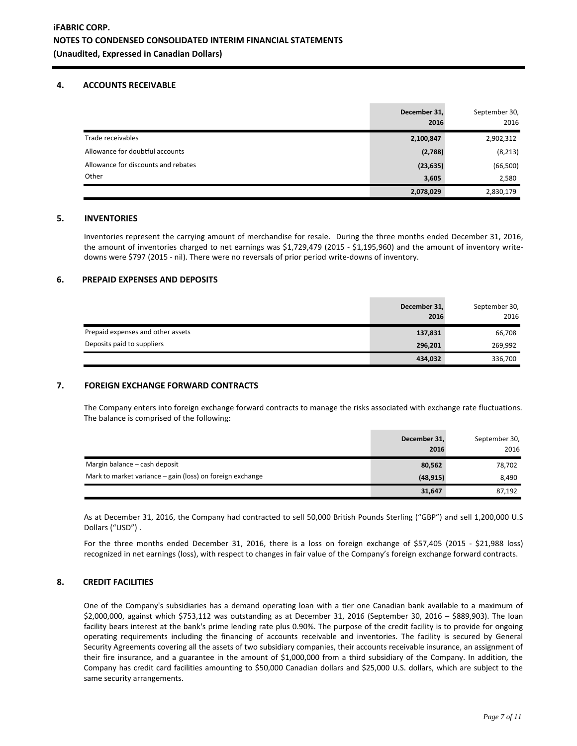## 4. ACCOUNTS RECEIVABLE

| | December 31, 2016 | September 30, 2016 |
|---|---|---|
| Trade receivables | 2,100,847 | 2,902,312 |
| Allowance for doubtful accounts | (2,788) | (8,213) |
| Allowance for discounts and rebates | (23,635) | (66,500) |
| Other | 3,605 | 2,580 |
| | 2,078,029 | 2,830,179 |

## 5. INVENTORIES

Inventories represent the carrying amount of merchandise for resale. During the three months ended December 31, 2016, the amount of inventories charged to net earnings was $1,729,479 (2015 - $1,195,960) and the amount of inventory write-downs were $797 (2015 - nil). There were no reversals of prior period write-downs of inventory.

## 6. PREPAID EXPENSES AND DEPOSITS

| | December 31, 2016 | September 30, 2016 |
|---|---|---|
| Prepaid expenses and other assets | 137,831 | 66,708 |
| Deposits paid to suppliers | 296,201 | 269,992 |
| | 434,032 | 336,700 |

## 7. FOREIGN EXCHANGE FORWARD CONTRACTS

The Company enters into foreign exchange forward contracts to manage the risks associated with exchange rate fluctuations. The balance is comprised of the following:

| | December 31, 2016 | September 30, 2016 |
|---|---|---|
| Margin balance – cash deposit | 80,562 | 78,702 |
| Mark to market variance – gain (loss) on foreign exchange | (48,915) | 8,490 |
| | 31,647 | 87,192 |

As at December 31, 2016, the Company had contracted to sell 50,000 British Pounds Sterling ("GBP") and sell 1,200,000 U.S Dollars ("USD") .

For the three months ended December 31, 2016, there is a loss on foreign exchange of $57,405 (2015 - $21,988 loss) recognized in net earnings (loss), with respect to changes in fair value of the Company's foreign exchange forward contracts.

## 8. CREDIT FACILITIES

One of the Company's subsidiaries has a demand operating loan with a tier one Canadian bank available to a maximum of $2,000,000, against which $753,112 was outstanding as at December 31, 2016 (September 30, 2016 – $889,903). The loan facility bears interest at the bank's prime lending rate plus 0.90%. The purpose of the credit facility is to provide for ongoing operating requirements including the financing of accounts receivable and inventories. The facility is secured by General Security Agreements covering all the assets of two subsidiary companies, their accounts receivable insurance, an assignment of their fire insurance, and a guarantee in the amount of $1,000,000 from a third subsidiary of the Company. In addition, the Company has credit card facilities amounting to $50,000 Canadian dollars and $25,000 U.S. dollars, which are subject to the same security arrangements.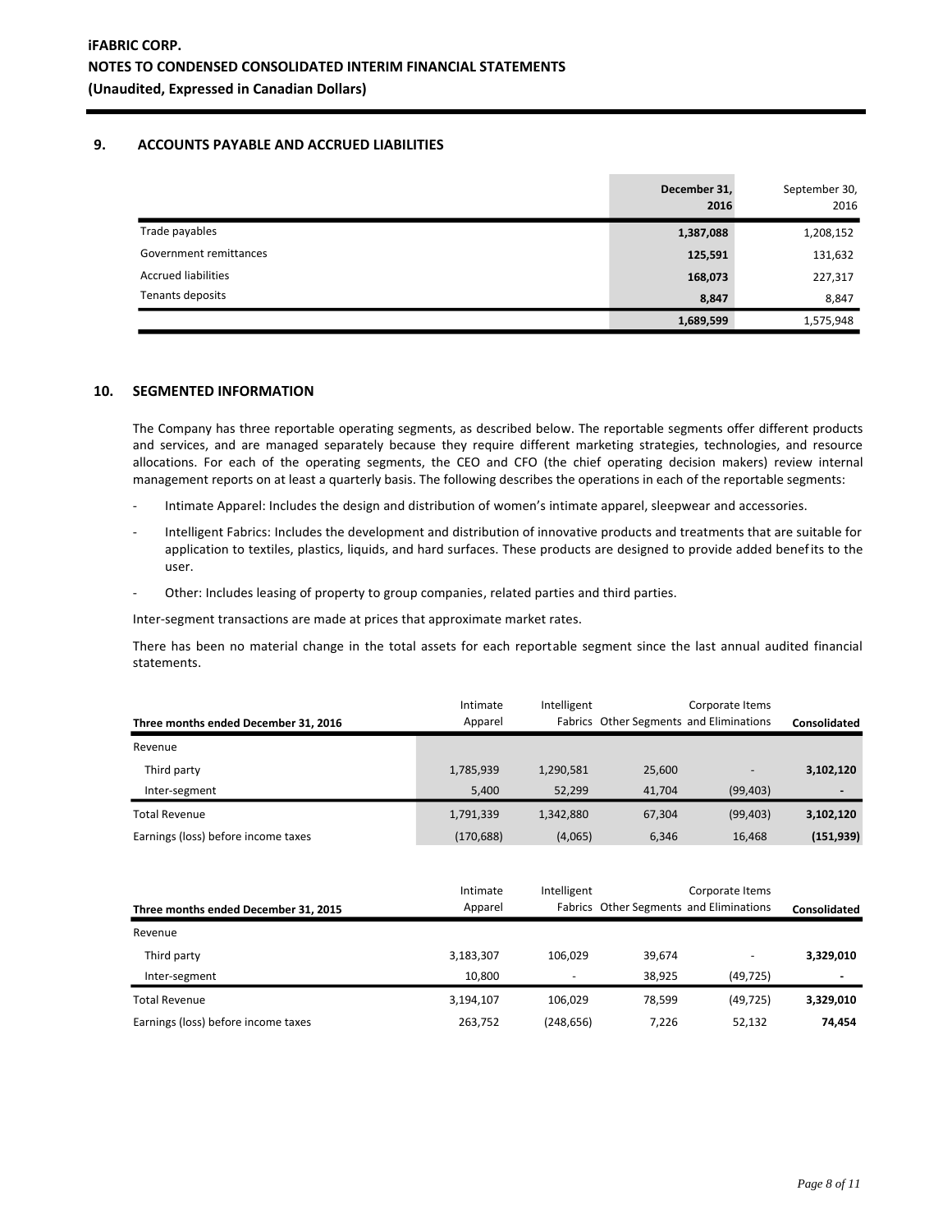## 9. ACCOUNTS PAYABLE AND ACCRUED LIABILITIES

| | December 31, 2016 | September 30, 2016 |
|---|---|---|
| Trade payables | 1,387,088 | 1,208,152 |
| Government remittances | 125,591 | 131,632 |
| Accrued liabilities | 168,073 | 227,317 |
| Tenants deposits | 8,847 | 8,847 |
| | 1,689,599 | 1,575,948 |

## 10. SEGMENTED INFORMATION

The Company has three reportable operating segments, as described below. The reportable segments offer different products and services, and are managed separately because they require different marketing strategies, technologies, and resource allocations. For each of the operating segments, the CEO and CFO (the chief operating decision makers) review internal management reports on at least a quarterly basis. The following describes the operations in each of the reportable segments:

- Intimate Apparel: Includes the design and distribution of women's intimate apparel, sleepwear and accessories.
- Intelligent Fabrics: Includes the development and distribution of innovative products and treatments that are suitable for application to textiles, plastics, liquids, and hard surfaces. These products are designed to provide added benefits to the user.
- Other: Includes leasing of property to group companies, related parties and third parties.

Inter-segment transactions are made at prices that approximate market rates.

There has been no material change in the total assets for each reportable segment since the last annual audited financial statements.

| Three months ended December 31, 2016 | Intimate Apparel | Intelligent Fabrics | Other Segments | Corporate Items and Eliminations | Consolidated |
|---|---|---|---|---|---|
| Revenue | | | | | |
| Third party | 1,785,939 | 1,290,581 | 25,600 | - | **3,102,120** |
| Inter-segment | 5,400 | 52,299 | 41,704 | (99,403) | **-** |
| Total Revenue | 1,791,339 | 1,342,880 | 67,304 | (99,403) | **3,102,120** |
| Earnings (loss) before income taxes | (170,688) | (4,065) | 6,346 | 16,468 | **(151,939)** |

| Three months ended December 31, 2015 | Intimate Apparel | Intelligent Fabrics | Other Segments | Corporate Items and Eliminations | Consolidated |
|---|---|---|---|---|---|
| Revenue | | | | | |
| Third party | 3,183,307 | 106,029 | 39,674 | - | **3,329,010** |
| Inter-segment | 10,800 | - | 38,925 | (49,725) | **-** |
| Total Revenue | 3,194,107 | 106,029 | 78,599 | (49,725) | **3,329,010** |
| Earnings (loss) before income taxes | 263,752 | (248,656) | 7,226 | 52,132 | **74,454** |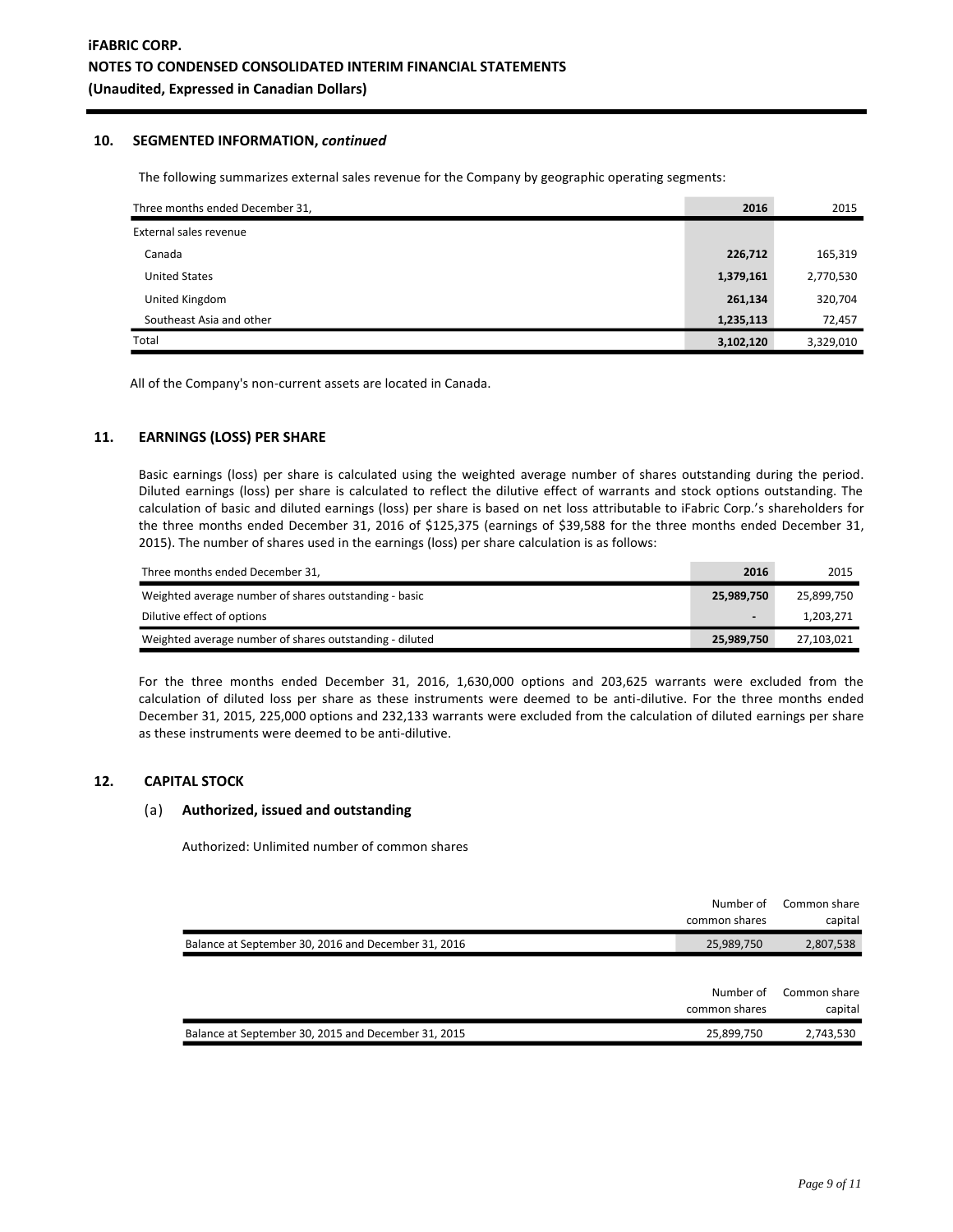## 10. SEGMENTED INFORMATION, *continued*

The following summarizes external sales revenue for the Company by geographic operating segments:

| Three months ended December 31, | 2016 | 2015 |
|---|---|---|
| External sales revenue | | |
| Canada | 226,712 | 165,319 |
| United States | 1,379,161 | 2,770,530 |
| United Kingdom | 261,134 | 320,704 |
| Southeast Asia and other | 1,235,113 | 72,457 |
| Total | 3,102,120 | 3,329,010 |

All of the Company's non-current assets are located in Canada.

## 11. EARNINGS (LOSS) PER SHARE

Basic earnings (loss) per share is calculated using the weighted average number of shares outstanding during the period. Diluted earnings (loss) per share is calculated to reflect the dilutive effect of warrants and stock options outstanding. The calculation of basic and diluted earnings (loss) per share is based on net loss attributable to iFabric Corp.'s shareholders for the three months ended December 31, 2016 of $125,375 (earnings of $39,588 for the three months ended December 31, 2015). The number of shares used in the earnings (loss) per share calculation is as follows:

| Three months ended December 31, | 2016 | 2015 |
|---|---|---|
| Weighted average number of shares outstanding - basic | 25,989,750 | 25,899,750 |
| Dilutive effect of options | - | 1,203,271 |
| Weighted average number of shares outstanding - diluted | 25,989,750 | 27,103,021 |

For the three months ended December 31, 2016, 1,630,000 options and 203,625 warrants were excluded from the calculation of diluted loss per share as these instruments were deemed to be anti-dilutive. For the three months ended December 31, 2015, 225,000 options and 232,133 warrants were excluded from the calculation of diluted earnings per share as these instruments were deemed to be anti-dilutive.

## 12. CAPITAL STOCK

### (a) Authorized, issued and outstanding

Authorized: Unlimited number of common shares

| | Number of common shares | Common share capital |
|---|---|---|
| Balance at September 30, 2016 and December 31, 2016 | 25,989,750 | 2,807,538 |

| | Number of common shares | Common share capital |
|---|---|---|
| Balance at September 30, 2015 and December 31, 2015 | 25,899,750 | 2,743,530 |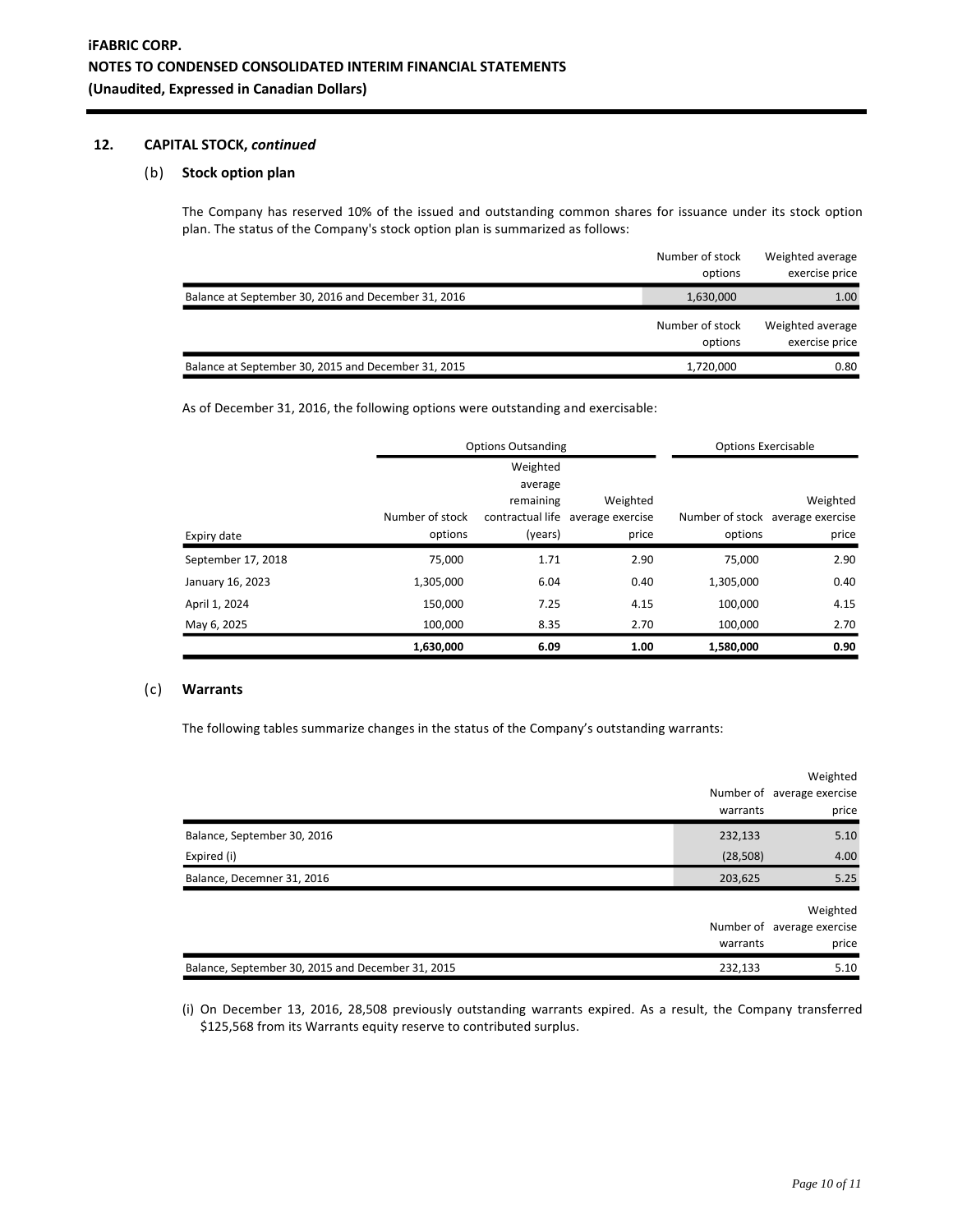**iFABRIC CORP.**
**NOTES TO CONDENSED CONSOLIDATED INTERIM FINANCIAL STATEMENTS**
**(Unaudited, Expressed in Canadian Dollars)**

## 12. CAPITAL STOCK, *continued*

### (b) Stock option plan

The Company has reserved 10% of the issued and outstanding common shares for issuance under its stock option plan. The status of the Company's stock option plan is summarized as follows:

| | Number of stock options | Weighted average exercise price |
|---|---|---|
| Balance at September 30, 2016 and December 31, 2016 | 1,630,000 | 1.00 |

| | Number of stock options | Weighted average exercise price |
|---|---|---|
| Balance at September 30, 2015 and December 31, 2015 | 1,720,000 | 0.80 |

As of December 31, 2016, the following options were outstanding and exercisable:

| | Options Outsanding | | | Options Exercisable | |
|---|---|---|---|---|---|
| Expiry date | Number of stock options | Weighted average remaining contractual life (years) | Weighted average exercise price | Number of stock options | Weighted average exercise price |
| September 17, 2018 | 75,000 | 1.71 | 2.90 | 75,000 | 2.90 |
| January 16, 2023 | 1,305,000 | 6.04 | 0.40 | 1,305,000 | 0.40 |
| April 1, 2024 | 150,000 | 7.25 | 4.15 | 100,000 | 4.15 |
| May 6, 2025 | 100,000 | 8.35 | 2.70 | 100,000 | 2.70 |
| | **1,630,000** | **6.09** | **1.00** | **1,580,000** | **0.90** |

### (c) Warrants

The following tables summarize changes in the status of the Company's outstanding warrants:

| | Number of warrants | Weighted average exercise price |
|---|---|---|
| Balance, September 30, 2016 | 232,133 | 5.10 |
| Expired (i) | (28,508) | 4.00 |
| Balance, Decemner 31, 2016 | 203,625 | 5.25 |

| | Number of warrants | Weighted average exercise price |
|---|---|---|
| Balance, September 30, 2015 and December 31, 2015 | 232,133 | 5.10 |

(i) On December 13, 2016, 28,508 previously outstanding warrants expired. As a result, the Company transferred $125,568 from its Warrants equity reserve to contributed surplus.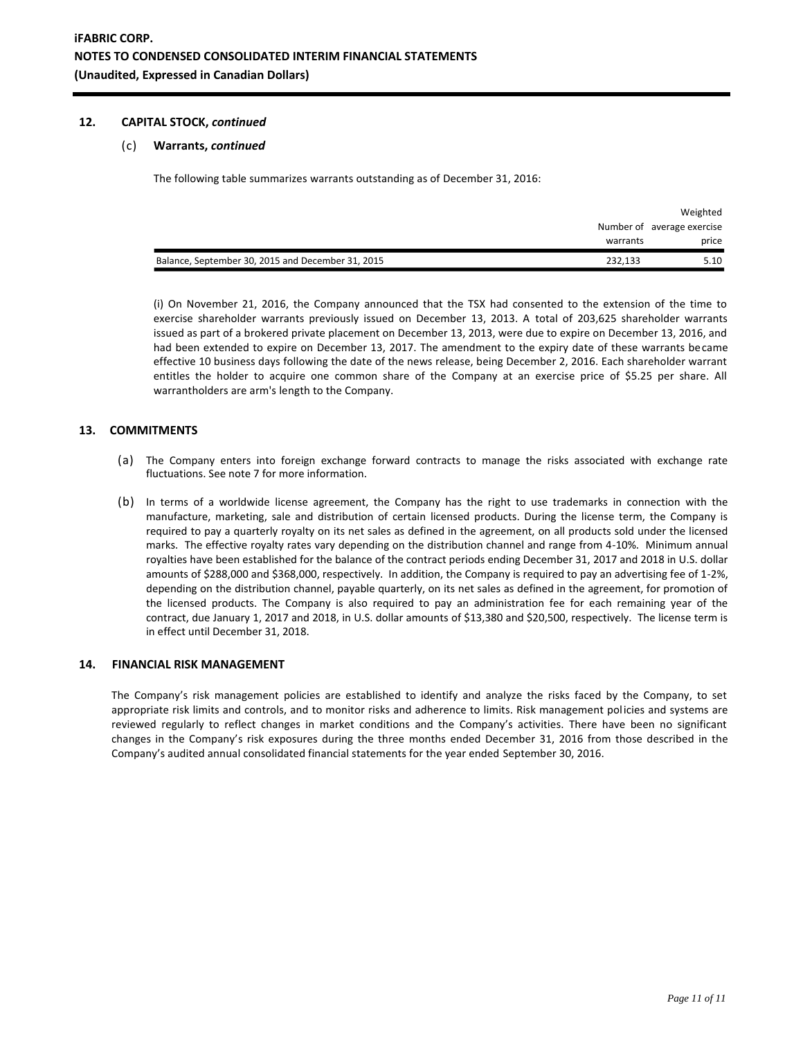## 12. CAPITAL STOCK, *continued*

### (c) Warrants, *continued*

The following table summarizes warrants outstanding as of December 31, 2016:

| | Number of warrants | Weighted average exercise price |
|---|---|---|
| Balance, September 30, 2015 and December 31, 2015 | 232,133 | 5.10 |

(i) On November 21, 2016, the Company announced that the TSX had consented to the extension of the time to exercise shareholder warrants previously issued on December 13, 2013. A total of 203,625 shareholder warrants issued as part of a brokered private placement on December 13, 2013, were due to expire on December 13, 2016, and had been extended to expire on December 13, 2017. The amendment to the expiry date of these warrants became effective 10 business days following the date of the news release, being December 2, 2016. Each shareholder warrant entitles the holder to acquire one common share of the Company at an exercise price of $5.25 per share. All warrantholders are arm's length to the Company.

## 13. COMMITMENTS

(a) The Company enters into foreign exchange forward contracts to manage the risks associated with exchange rate fluctuations. See note 7 for more information.

(b) In terms of a worldwide license agreement, the Company has the right to use trademarks in connection with the manufacture, marketing, sale and distribution of certain licensed products. During the license term, the Company is required to pay a quarterly royalty on its net sales as defined in the agreement, on all products sold under the licensed marks. The effective royalty rates vary depending on the distribution channel and range from 4-10%. Minimum annual royalties have been established for the balance of the contract periods ending December 31, 2017 and 2018 in U.S. dollar amounts of $288,000 and $368,000, respectively. In addition, the Company is required to pay an advertising fee of 1-2%, depending on the distribution channel, payable quarterly, on its net sales as defined in the agreement, for promotion of the licensed products. The Company is also required to pay an administration fee for each remaining year of the contract, due January 1, 2017 and 2018, in U.S. dollar amounts of $13,380 and $20,500, respectively. The license term is in effect until December 31, 2018.

## 14. FINANCIAL RISK MANAGEMENT

The Company's risk management policies are established to identify and analyze the risks faced by the Company, to set appropriate risk limits and controls, and to monitor risks and adherence to limits. Risk management policies and systems are reviewed regularly to reflect changes in market conditions and the Company's activities. There have been no significant changes in the Company's risk exposures during the three months ended December 31, 2016 from those described in the Company's audited annual consolidated financial statements for the year ended September 30, 2016.